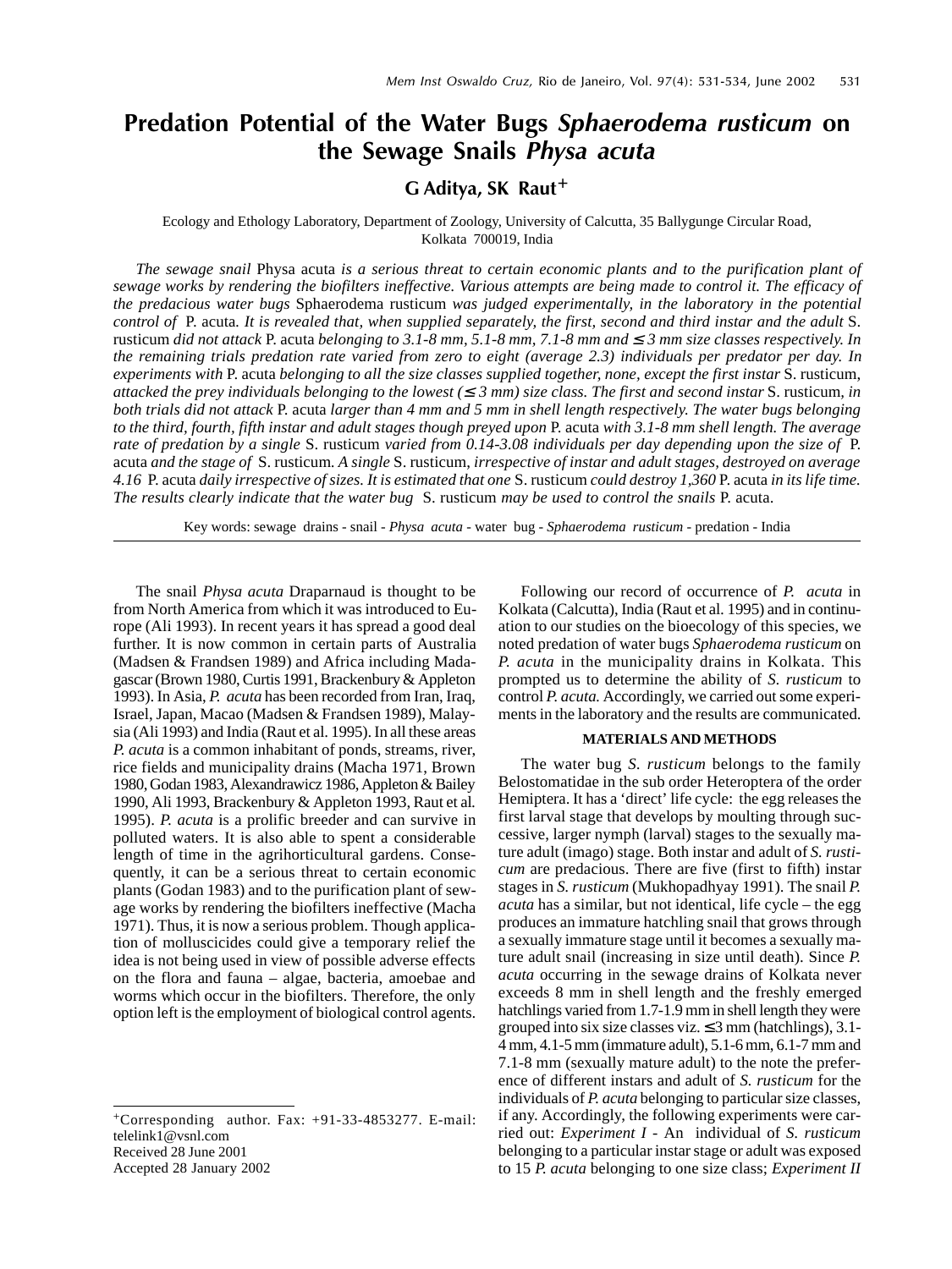# Predation Potential of the Water Bugs *Sphaerodema rusticum* on the Sewage Snails *Physa acuta*

## G Aditya, SK Raut[+]

Ecology and Ethology Laboratory, Department of Zoology, University of Calcutta, 35 Ballygunge Circular Road, Kolkata 700019, India

*The sewage snail* Physa acuta *is a serious threat to certain economic plants and to the purification plant of sewage works by rendering the biofilters ineffective. Various attempts are being made to control it. The efficacy of the predacious water bugs* Sphaerodema rusticum *was judged experimentally, in the laboratory in the potential control of* P. acuta. *It is revealed that, when supplied separately, the first, second and third instar and the adult* S. rusticum *did not attack* P. acuta *belonging to 3.1-8 mm, 5.1-8 mm, 7.1-8 mm and ≤ 3 mm size classes respectively. In the remaining trials predation rate varied from zero to eight (average 2.3) individuals per predator per day. In experiments with* P. acuta *belonging to all the size classes supplied together, none, except the first instar* S. rusticum, *attacked the prey individuals belonging to the lowest (≤ 3 mm) size class. The first and second instar* S. rusticum, *in both trials did not attack* P. acuta *larger than 4 mm and 5 mm in shell length respectively. The water bugs belonging to the third, fourth, fifth instar and adult stages though preyed upon* P. acuta *with 3.1-8 mm shell length. The average rate of predation by a single* S. rusticum *varied from 0.14-3.08 individuals per day depending upon the size of* P. acuta *and the stage of* S. rusticum. *A single* S. rusticum, *irrespective of instar and adult stages, destroyed on average 4.16* P. acuta *daily irrespective of sizes. It is estimated that one* S. rusticum *could destroy 1,360* P. acuta *in its life time. The results clearly indicate that the water bug* S. rusticum *may be used to control the snails* P. acuta.

Key words: sewage drains - snail - *Physa acuta* - water bug - *Sphaerodema rusticum* - predation - India

The snail *Physa acuta* Draparnaud is thought to be from North America from which it was introduced to Europe (Ali 1993). In recent years it has spread a good deal further. It is now common in certain parts of Australia (Madsen & Frandsen 1989) and Africa including Madagascar (Brown 1980, Curtis 1991, Brackenbury & Appleton 1993). In Asia, *P. acuta* has been recorded from Iran, Iraq, Israel, Japan, Macao (Madsen & Frandsen 1989), Malaysia (Ali 1993) and India (Raut et al. 1995). In all these areas *P. acuta* is a common inhabitant of ponds, streams, river, rice fields and municipality drains (Macha 1971, Brown 1980, Godan 1983, Alexandrawicz 1986, Appleton & Bailey 1990, Ali 1993, Brackenbury & Appleton 1993, Raut et al. 1995). *P. acuta* is a prolific breeder and can survive in polluted waters. It is also able to spent a considerable length of time in the agrihorticultural gardens. Consequently, it can be a serious threat to certain economic plants (Godan 1983) and to the purification plant of sewage works by rendering the biofilters ineffective (Macha 1971). Thus, it is now a serious problem. Though application of molluscicides could give a temporary relief the idea is not being used in view of possible adverse effects on the flora and fauna – algae, bacteria, amoebae and worms which occur in the biofilters. Therefore, the only option left is the employment of biological control agents.

Following our record of occurrence of *P. acuta* in Kolkata (Calcutta), India (Raut et al. 1995) and in continuation to our studies on the bioecology of this species, we noted predation of water bugs *Sphaerodema rusticum* on *P. acuta* in the municipality drains in Kolkata. This prompted us to determine the ability of *S. rusticum* to control *P. acuta.* Accordingly, we carried out some experiments in the laboratory and the results are communicated.

## MATERIALS AND METHODS

The water bug *S. rusticum* belongs to the family Belostomatidae in the sub order Heteroptera of the order Hemiptera. It has a 'direct' life cycle: the egg releases the first larval stage that develops by moulting through successive, larger nymph (larval) stages to the sexually mature adult (imago) stage. Both instar and adult of *S. rusticum* are predacious. There are five (first to fifth) instar stages in *S. rusticum* (Mukhopadhyay 1991). The snail *P. acuta* has a similar, but not identical, life cycle – the egg produces an immature hatchling snail that grows through a sexually immature stage until it becomes a sexually mature adult snail (increasing in size until death). Since *P. acuta* occurring in the sewage drains of Kolkata never exceeds 8 mm in shell length and the freshly emerged hatchlings varied from 1.7-1.9 mm in shell length they were grouped into six size classes viz. ≤ 3 mm (hatchlings), 3.1-4 mm, 4.1-5 mm (immature adult), 5.1-6 mm, 6.1-7 mm and 7.1-8 mm (sexually mature adult) to the note the preference of different instars and adult of *S. rusticum* for the individuals of *P. acuta* belonging to particular size classes, if any. Accordingly, the following experiments were carried out: *Experiment I* - An individual of *S. rusticum* belonging to a particular instar stage or adult was exposed to 15 *P. acuta* belonging to one size class; *Experiment II*

---

[+]Corresponding author. Fax: +91-33-4853277. E-mail: telelink1@vsnl.com
Received 28 June 2001
Accepted 28 January 2002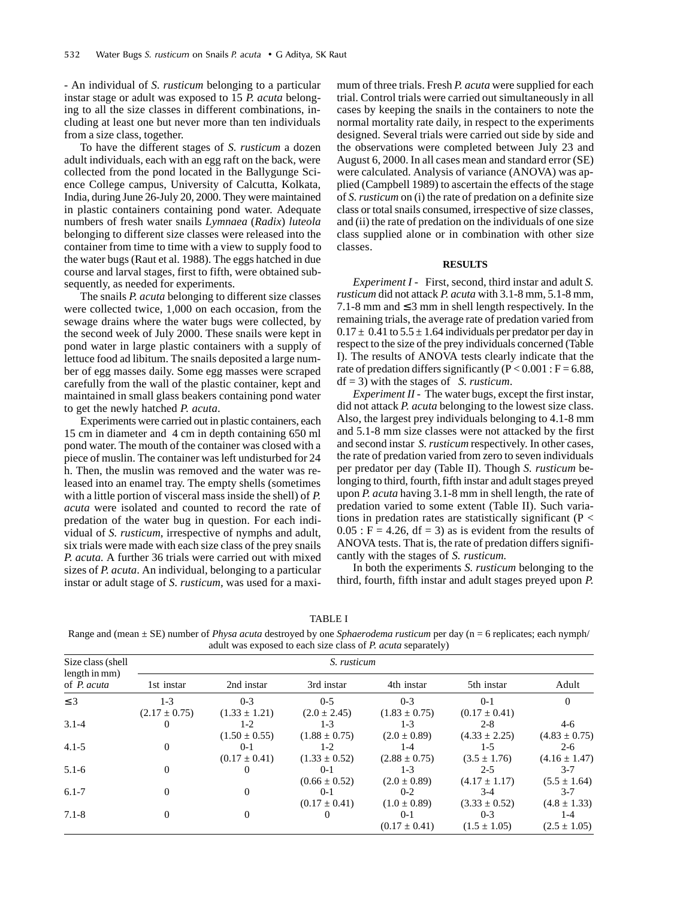- An individual of *S. rusticum* belonging to a particular instar stage or adult was exposed to 15 *P. acuta* belonging to all the size classes in different combinations, including at least one but never more than ten individuals from a size class, together.

To have the different stages of *S. rusticum* a dozen adult individuals, each with an egg raft on the back, were collected from the pond located in the Ballygunge Science College campus, University of Calcutta, Kolkata, India, during June 26-July 20, 2000. They were maintained in plastic containers containing pond water. Adequate numbers of fresh water snails *Lymnaea* (*Radix*) *luteola* belonging to different size classes were released into the container from time to time with a view to supply food to the water bugs (Raut et al. 1988). The eggs hatched in due course and larval stages, first to fifth, were obtained subsequently, as needed for experiments.

The snails *P. acuta* belonging to different size classes were collected twice, 1,000 on each occasion, from the sewage drains where the water bugs were collected, by the second week of July 2000. These snails were kept in pond water in large plastic containers with a supply of lettuce food ad libitum. The snails deposited a large number of egg masses daily. Some egg masses were scraped carefully from the wall of the plastic container, kept and maintained in small glass beakers containing pond water to get the newly hatched *P. acuta*.

Experiments were carried out in plastic containers, each 15 cm in diameter and 4 cm in depth containing 650 ml pond water. The mouth of the container was closed with a piece of muslin. The container was left undisturbed for 24 h. Then, the muslin was removed and the water was released into an enamel tray. The empty shells (sometimes with a little portion of visceral mass inside the shell) of *P. acuta* were isolated and counted to record the rate of predation of the water bug in question. For each individual of *S. rusticum*, irrespective of nymphs and adult, six trials were made with each size class of the prey snails *P. acuta.* A further 36 trials were carried out with mixed sizes of *P. acuta*. An individual, belonging to a particular instar or adult stage of *S. rusticum*, was used for a maximum of three trials. Fresh *P. acuta* were supplied for each trial. Control trials were carried out simultaneously in all cases by keeping the snails in the containers to note the normal mortality rate daily, in respect to the experiments designed. Several trials were carried out side by side and the observations were completed between July 23 and August 6, 2000. In all cases mean and standard error (SE) were calculated. Analysis of variance (ANOVA) was applied (Campbell 1989) to ascertain the effects of the stage of *S. rusticum* on (i) the rate of predation on a definite size class or total snails consumed, irrespective of size classes, and (ii) the rate of predation on the individuals of one size class supplied alone or in combination with other size classes.

## RESULTS

*Experiment I* - First, second, third instar and adult *S. rusticum* did not attack *P. acuta* with 3.1-8 mm, 5.1-8 mm, 7.1-8 mm and ≤ 3 mm in shell length respectively. In the remaining trials, the average rate of predation varied from $0.17 \pm 0.41$ to $5.5 \pm 1.64$ individuals per predator per day in respect to the size of the prey individuals concerned (Table I). The results of ANOVA tests clearly indicate that the rate of predation differs significantly ($P < 0.001 : F = 6.88$, $df = 3$) with the stages of *S. rusticum*.

*Experiment II* - The water bugs, except the first instar, did not attack *P. acuta* belonging to the lowest size class. Also, the largest prey individuals belonging to 4.1-8 mm and 5.1-8 mm size classes were not attacked by the first and second instar *S. rusticum* respectively. In other cases, the rate of predation varied from zero to seven individuals per predator per day (Table II). Though *S. rusticum* belonging to third, fourth, fifth instar and adult stages preyed upon *P. acuta* having 3.1-8 mm in shell length, the rate of predation varied to some extent (Table II). Such variations in predation rates are statistically significant ($P < 0.05 : F = 4.26$, $df = 3$) as is evident from the results of ANOVA tests. That is, the rate of predation differs significantly with the stages of *S. rusticum.*

In both the experiments *S. rusticum* belonging to the third, fourth, fifth instar and adult stages preyed upon *P.*

TABLE I

Range and (mean ± SE) number of *Physa acuta* destroyed by one *Sphaerodema rusticum* per day (n = 6 replicates; each nymph/adult was exposed to each size class of *P. acuta* separately)

| Size class (shell length in mm) of *P. acuta* | *S. rusticum* | | | | | |
|---|---|---|---|---|---|---|
| | 1st instar | 2nd instar | 3rd instar | 4th instar | 5th instar | Adult |
| ≤ 3 | 1-3 (2.17 ± 0.75) | 0-3 (1.33 ± 1.21) | 0-5 (2.0 ± 2.45) | 0-3 (1.83 ± 0.75) | 0-1 (0.17 ± 0.41) | 0 |
| 3.1-4 | 0 | 1-2 (1.50 ± 0.55) | 1-3 (1.88 ± 0.75) | 1-3 (2.0 ± 0.89) | 2-8 (4.33 ± 2.25) | 4-6 (4.83 ± 0.75) |
| 4.1-5 | 0 | 0-1 (0.17 ± 0.41) | 1-2 (1.33 ± 0.52) | 1-4 (2.88 ± 0.75) | 1-5 (3.5 ± 1.76) | 2-6 (4.16 ± 1.47) |
| 5.1-6 | 0 | 0 | 0-1 (0.66 ± 0.52) | 1-3 (2.0 ± 0.89) | 2-5 (4.17 ± 1.17) | 3-7 (5.5 ± 1.64) |
| 6.1-7 | 0 | 0 | 0-1 (0.17 ± 0.41) | 0-2 (1.0 ± 0.89) | 3-4 (3.33 ± 0.52) | 3-7 (4.8 ± 1.33) |
| 7.1-8 | 0 | 0 | 0 | 0-1 (0.17 ± 0.41) | 0-3 (1.5 ± 1.05) | 1-4 (2.5 ± 1.05) |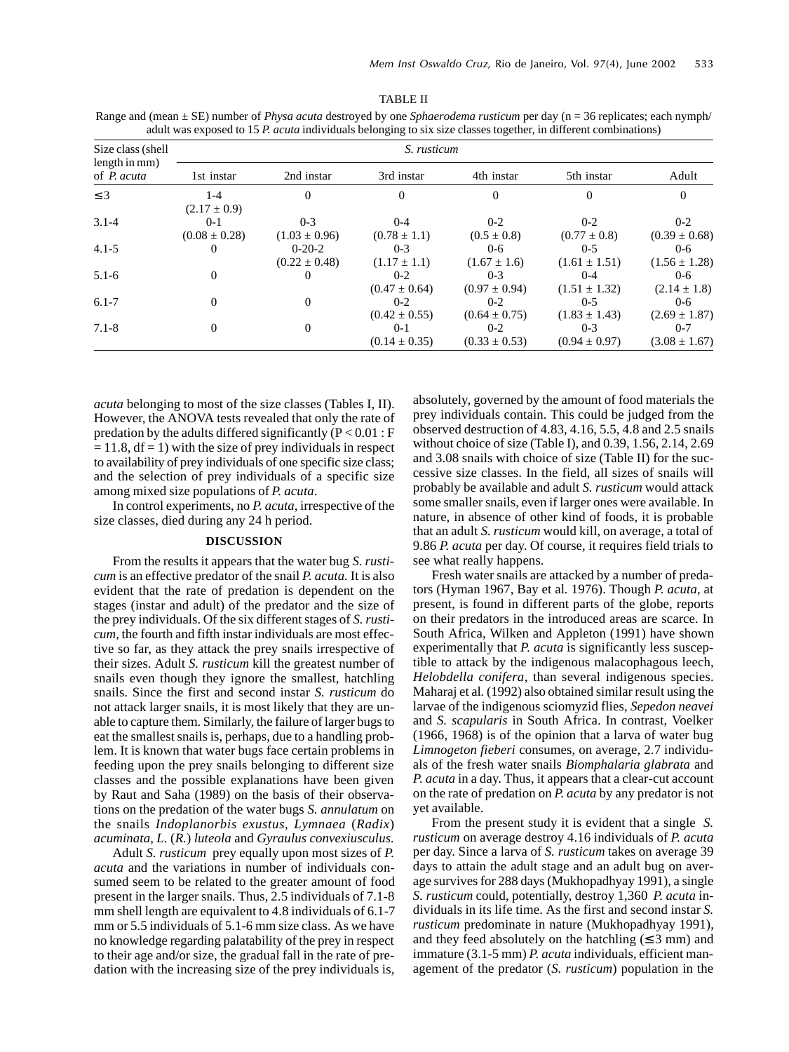TABLE II

Range and (mean ± SE) number of *Physa acuta* destroyed by one *Sphaerodema rusticum* per day (n = 36 replicates; each nymph/ adult was exposed to 15 *P. acuta* individuals belonging to six size classes together, in different combinations)

| Size class (shell length in mm) of *P. acuta* | *S. rusticum* | | | | | |
|---|---|---|---|---|---|---|
| | 1st instar | 2nd instar | 3rd instar | 4th instar | 5th instar | Adult |
| ≤ 3 | 1-4 (2.17 ± 0.9) | 0 | 0 | 0 | 0 | 0 |
| 3.1-4 | 0-1 (0.08 ± 0.28) | 0-3 (1.03 ± 0.96) | 0-4 (0.78 ± 1.1) | 0-2 (0.5 ± 0.8) | 0-2 (0.77 ± 0.8) | 0-2 (0.39 ± 0.68) |
| 4.1-5 | 0 | 0-20-2 (0.22 ± 0.48) | 0-3 (1.17 ± 1.1) | 0-6 (1.67 ± 1.6) | 0-5 (1.61 ± 1.51) | 0-6 (1.56 ± 1.28) |
| 5.1-6 | 0 | 0 | 0-2 (0.47 ± 0.64) | 0-3 (0.97 ± 0.94) | 0-4 (1.51 ± 1.32) | 0-6 (2.14 ± 1.8) |
| 6.1-7 | 0 | 0 | 0-2 (0.42 ± 0.55) | 0-2 (0.64 ± 0.75) | 0-5 (1.83 ± 1.43) | 0-6 (2.69 ± 1.87) |
| 7.1-8 | 0 | 0 | 0-1 (0.14 ± 0.35) | 0-2 (0.33 ± 0.53) | 0-3 (0.94 ± 0.97) | 0-7 (3.08 ± 1.67) |

*acuta* belonging to most of the size classes (Tables I, II). However, the ANOVA tests revealed that only the rate of predation by the adults differed significantly ($P < 0.01$ : $F = 11.8$, df = 1) with the size of prey individuals in respect to availability of prey individuals of one specific size class; and the selection of prey individuals of a specific size among mixed size populations of *P. acuta*.

In control experiments, no *P. acuta*, irrespective of the size classes, died during any 24 h period.

## DISCUSSION

From the results it appears that the water bug *S. rusticum* is an effective predator of the snail *P. acuta.* It is also evident that the rate of predation is dependent on the stages (instar and adult) of the predator and the size of the prey individuals. Of the six different stages of *S. rusticum*, the fourth and fifth instar individuals are most effective so far, as they attack the prey snails irrespective of their sizes. Adult *S. rusticum* kill the greatest number of snails even though they ignore the smallest, hatchling snails. Since the first and second instar *S. rusticum* do not attack larger snails, it is most likely that they are unable to capture them. Similarly, the failure of larger bugs to eat the smallest snails is, perhaps, due to a handling problem. It is known that water bugs face certain problems in feeding upon the prey snails belonging to different size classes and the possible explanations have been given by Raut and Saha (1989) on the basis of their observations on the predation of the water bugs *S. annulatum* on the snails *Indoplanorbis exustus*, *Lymnaea* (*Radix*) *acuminata, L.* (*R.*) *luteola* and *Gyraulus convexiusculus.*

Adult *S. rusticum* prey equally upon most sizes of *P. acuta* and the variations in number of individuals consumed seem to be related to the greater amount of food present in the larger snails. Thus, 2.5 individuals of 7.1-8 mm shell length are equivalent to 4.8 individuals of 6.1-7 mm or 5.5 individuals of 5.1-6 mm size class. As we have no knowledge regarding palatability of the prey in respect to their age and/or size, the gradual fall in the rate of predation with the increasing size of the prey individuals is, absolutely, governed by the amount of food materials the prey individuals contain. This could be judged from the observed destruction of 4.83, 4.16, 5.5, 4.8 and 2.5 snails without choice of size (Table I), and 0.39, 1.56, 2.14, 2.69 and 3.08 snails with choice of size (Table II) for the successive size classes. In the field, all sizes of snails will probably be available and adult *S. rusticum* would attack some smaller snails, even if larger ones were available. In nature, in absence of other kind of foods, it is probable that an adult *S. rusticum* would kill, on average, a total of 9.86 *P. acuta* per day. Of course, it requires field trials to see what really happens.

Fresh water snails are attacked by a number of predators (Hyman 1967, Bay et al. 1976). Though *P. acuta*, at present, is found in different parts of the globe, reports on their predators in the introduced areas are scarce. In South Africa, Wilken and Appleton (1991) have shown experimentally that *P. acuta* is significantly less susceptible to attack by the indigenous malacophagous leech, *Helobdella conifera*, than several indigenous species. Maharaj et al. (1992) also obtained similar result using the larvae of the indigenous sciomyzid flies, *Sepedon neavei* and *S. scapularis* in South Africa. In contrast, Voelker (1966, 1968) is of the opinion that a larva of water bug *Limnogeton fieberi* consumes, on average, 2.7 individuals of the fresh water snails *Biomphalaria glabrata* and *P. acuta* in a day. Thus, it appears that a clear-cut account on the rate of predation on *P. acuta* by any predator is not yet available.

From the present study it is evident that a single *S. rusticum* on average destroy 4.16 individuals of *P. acuta* per day. Since a larva of *S. rusticum* takes on average 39 days to attain the adult stage and an adult bug on average survives for 288 days (Mukhopadhyay 1991), a single *S. rusticum* could, potentially, destroy 1,360 *P. acuta* individuals in its life time. As the first and second instar *S. rusticum* predominate in nature (Mukhopadhyay 1991), and they feed absolutely on the hatchling (≤ 3 mm) and immature (3.1-5 mm) *P. acuta* individuals, efficient management of the predator (*S. rusticum*) population in the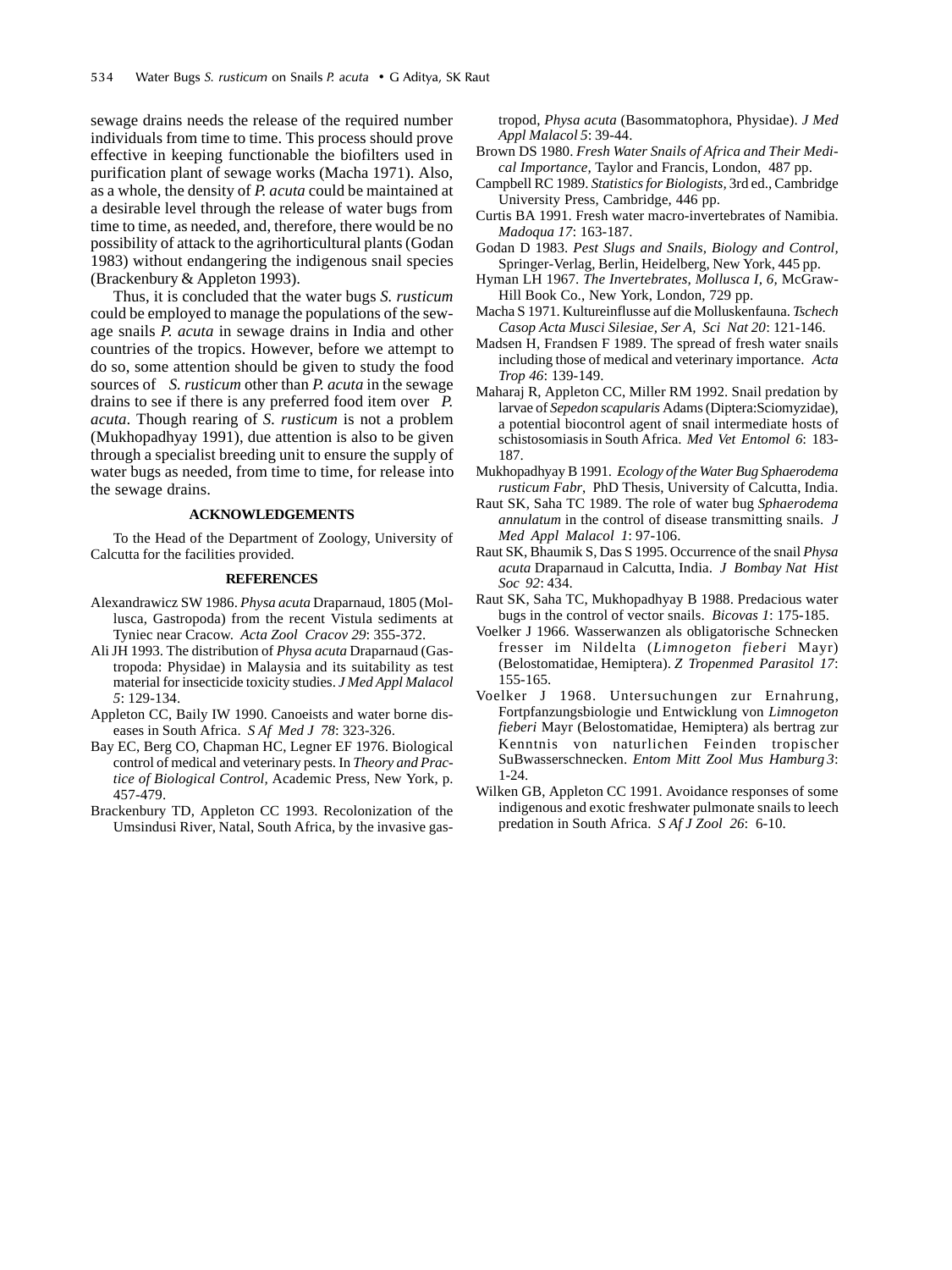sewage drains needs the release of the required number individuals from time to time. This process should prove effective in keeping functionable the biofilters used in purification plant of sewage works (Macha 1971). Also, as a whole, the density of *P. acuta* could be maintained at a desirable level through the release of water bugs from time to time, as needed, and, therefore, there would be no possibility of attack to the agrihorticultural plants (Godan 1983) without endangering the indigenous snail species (Brackenbury & Appleton 1993).

Thus, it is concluded that the water bugs *S. rusticum* could be employed to manage the populations of the sewage snails *P. acuta* in sewage drains in India and other countries of the tropics. However, before we attempt to do so, some attention should be given to study the food sources of *S. rusticum* other than *P. acuta* in the sewage drains to see if there is any preferred food item over *P. acuta*. Though rearing of *S. rusticum* is not a problem (Mukhopadhyay 1991), due attention is also to be given through a specialist breeding unit to ensure the supply of water bugs as needed, from time to time, for release into the sewage drains.

## ACKNOWLEDGEMENTS

To the Head of the Department of Zoology, University of Calcutta for the facilities provided.

## REFERENCES

Alexandrawicz SW 1986. *Physa acuta* Draparnaud, 1805 (Mollusca, Gastropoda) from the recent Vistula sediments at Tyniec near Cracow. *Acta Zool Cracov 29*: 355-372.

Ali JH 1993. The distribution of *Physa acuta* Draparnaud (Gastropoda: Physidae) in Malaysia and its suitability as test material for insecticide toxicity studies. *J Med Appl Malacol 5*: 129-134.

Appleton CC, Baily IW 1990. Canoeists and water borne diseases in South Africa. *S Af Med J 78*: 323-326.

Bay EC, Berg CO, Chapman HC, Legner EF 1976. Biological control of medical and veterinary pests. In *Theory and Practice of Biological Control*, Academic Press, New York, p. 457-479.

Brackenbury TD, Appleton CC 1993. Recolonization of the Umsindusi River, Natal, South Africa, by the invasive gastropod, *Physa acuta* (Basommatophora, Physidae). *J Med Appl Malacol 5*: 39-44.

Brown DS 1980. *Fresh Water Snails of Africa and Their Medical Importance*, Taylor and Francis, London, 487 pp.

Campbell RC 1989. *Statistics for Biologists*, 3rd ed., Cambridge University Press, Cambridge, 446 pp.

Curtis BA 1991. Fresh water macro-invertebrates of Namibia. *Madoqua 17*: 163-187.

Godan D 1983. *Pest Slugs and Snails, Biology and Control*, Springer-Verlag, Berlin, Heidelberg, New York, 445 pp.

Hyman LH 1967. *The Invertebrates, Mollusca I, 6*, McGraw-Hill Book Co., New York, London, 729 pp.

Macha S 1971. Kultureinflusse auf die Molluskenfauna. *Tschech Casop Acta Musci Silesiae, Ser A, Sci Nat 20*: 121-146.

Madsen H, Frandsen F 1989. The spread of fresh water snails including those of medical and veterinary importance. *Acta Trop 46*: 139-149.

Maharaj R, Appleton CC, Miller RM 1992. Snail predation by larvae of *Sepedon scapularis* Adams (Diptera:Sciomyzidae), a potential biocontrol agent of snail intermediate hosts of schistosomiasis in South Africa. *Med Vet Entomol 6*: 183-187.

Mukhopadhyay B 1991. *Ecology of the Water Bug Sphaerodema rusticum Fabr*, PhD Thesis, University of Calcutta, India.

Raut SK, Saha TC 1989. The role of water bug *Sphaerodema annulatum* in the control of disease transmitting snails. *J Med Appl Malacol 1*: 97-106.

Raut SK, Bhaumik S, Das S 1995. Occurrence of the snail *Physa acuta* Draparnaud in Calcutta, India. *J Bombay Nat Hist Soc 92*: 434.

Raut SK, Saha TC, Mukhopadhyay B 1988. Predacious water bugs in the control of vector snails. *Bicovas 1*: 175-185.

Voelker J 1966. Wasserwanzen als obligatorische Schnecken fresser im Nildelta (*Limnogeton fieberi* Mayr) (Belostomatidae, Hemiptera). *Z Tropenmed Parasitol 17*: 155-165.

Voelker J 1968. Untersuchungen zur Ernahrung, Fortpfanzungsbiologie und Entwicklung von *Limnogeton fieberi* Mayr (Belostomatidae, Hemiptera) als bertrag zur Kenntnis von naturlichen Feinden tropischer SuBwasserschnecken. *Entom Mitt Zool Mus Hamburg 3*: 1-24.

Wilken GB, Appleton CC 1991. Avoidance responses of some indigenous and exotic freshwater pulmonate snails to leech predation in South Africa. *S Af J Zool 26*: 6-10.